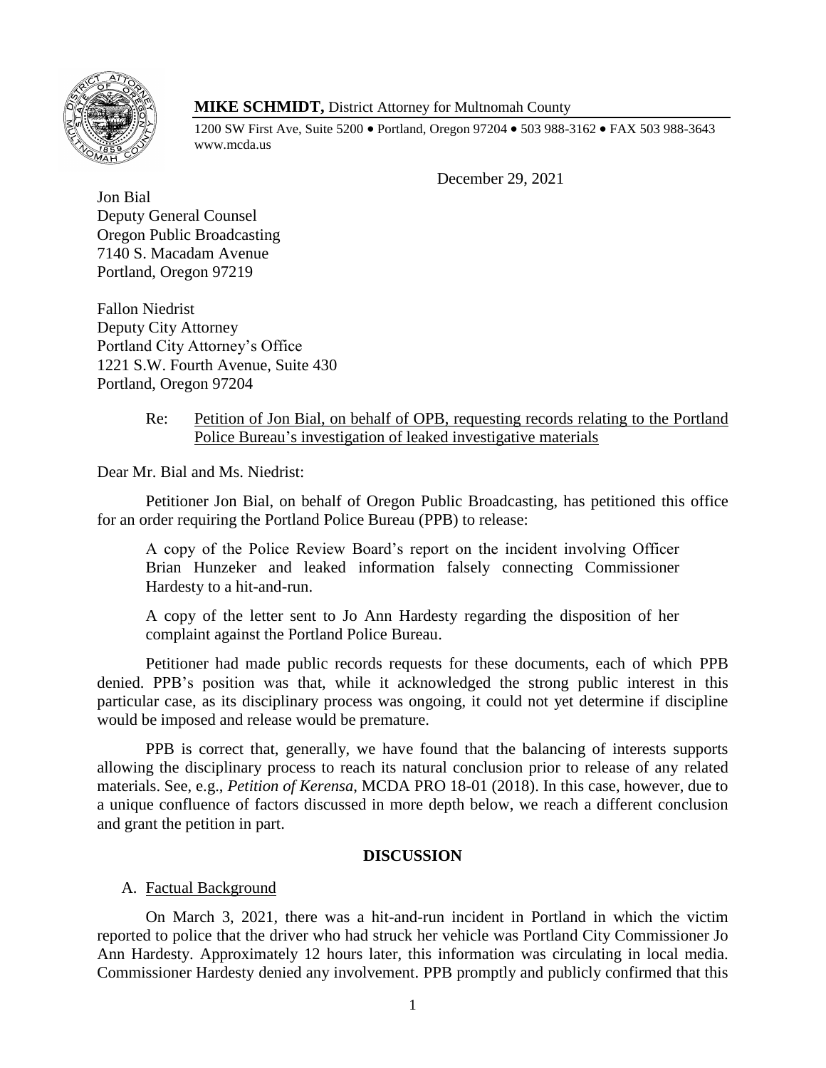**MIKE SCHMIDT,** District Attorney for Multnomah County

1200 SW First Ave, Suite 5200 • Portland, Oregon 97204 • 503 988-3162 • FAX 503 988-3643
www.mcda.us

December 29, 2021

Jon Bial
Deputy General Counsel
Oregon Public Broadcasting
7140 S. Macadam Avenue
Portland, Oregon 97219

Fallon Niedrist
Deputy City Attorney
Portland City Attorney's Office
1221 S.W. Fourth Avenue, Suite 430
Portland, Oregon 97204

Re: Petition of Jon Bial, on behalf of OPB, requesting records relating to the Portland Police Bureau's investigation of leaked investigative materials

Dear Mr. Bial and Ms. Niedrist:

Petitioner Jon Bial, on behalf of Oregon Public Broadcasting, has petitioned this office for an order requiring the Portland Police Bureau (PPB) to release:

> A copy of the Police Review Board's report on the incident involving Officer Brian Hunzeker and leaked information falsely connecting Commissioner Hardesty to a hit-and-run.
>
> A copy of the letter sent to Jo Ann Hardesty regarding the disposition of her complaint against the Portland Police Bureau.

Petitioner had made public records requests for these documents, each of which PPB denied. PPB's position was that, while it acknowledged the strong public interest in this particular case, as its disciplinary process was ongoing, it could not yet determine if discipline would be imposed and release would be premature.

PPB is correct that, generally, we have found that the balancing of interests supports allowing the disciplinary process to reach its natural conclusion prior to release of any related materials. See, e.g., *Petition of Kerensa*, MCDA PRO 18-01 (2018). In this case, however, due to a unique confluence of factors discussed in more depth below, we reach a different conclusion and grant the petition in part.

## DISCUSSION

### A. Factual Background

On March 3, 2021, there was a hit-and-run incident in Portland in which the victim reported to police that the driver who had struck her vehicle was Portland City Commissioner Jo Ann Hardesty. Approximately 12 hours later, this information was circulating in local media. Commissioner Hardesty denied any involvement. PPB promptly and publicly confirmed that this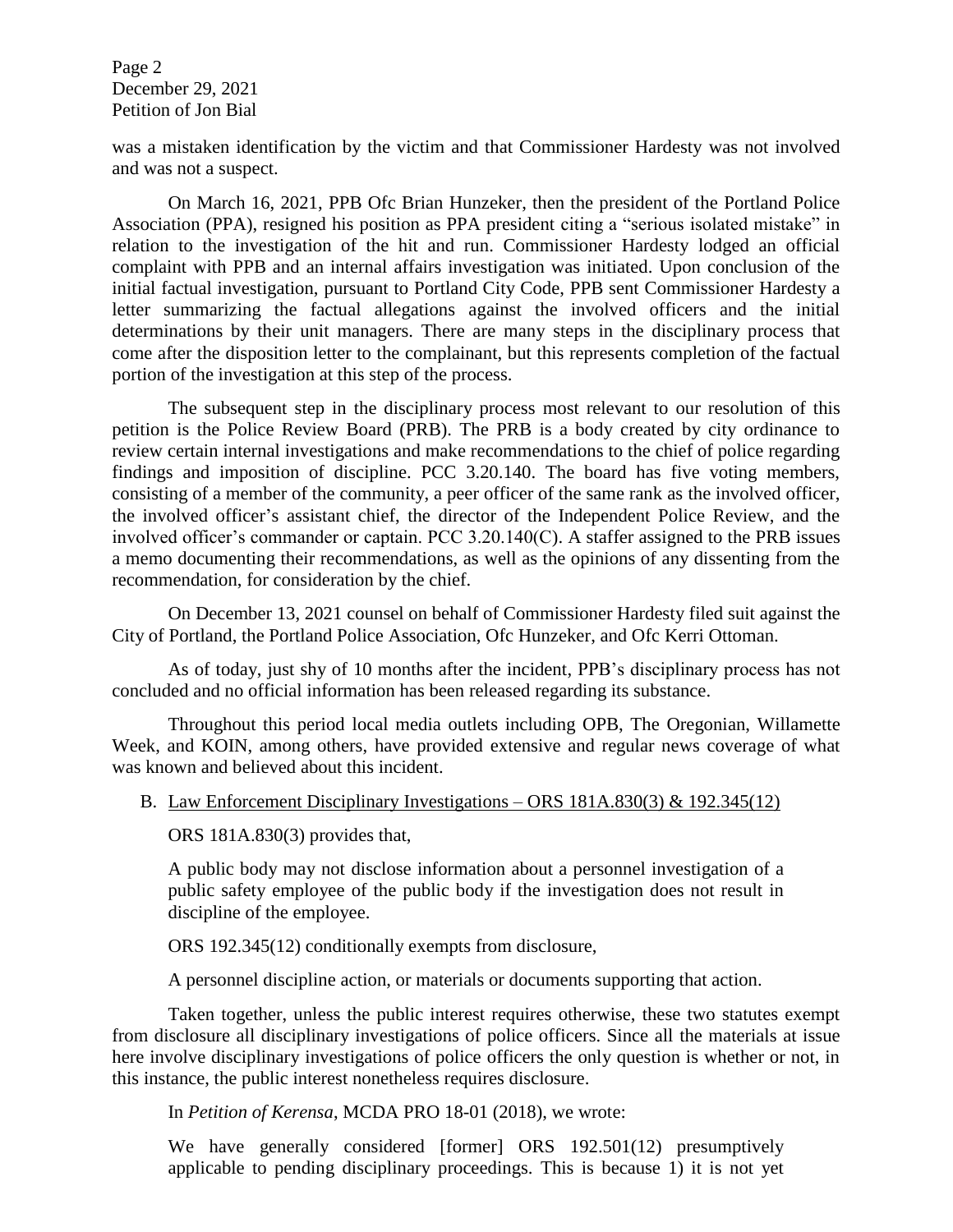was a mistaken identification by the victim and that Commissioner Hardesty was not involved and was not a suspect.

On March 16, 2021, PPB Ofc Brian Hunzeker, then the president of the Portland Police Association (PPA), resigned his position as PPA president citing a "serious isolated mistake" in relation to the investigation of the hit and run. Commissioner Hardesty lodged an official complaint with PPB and an internal affairs investigation was initiated. Upon conclusion of the initial factual investigation, pursuant to Portland City Code, PPB sent Commissioner Hardesty a letter summarizing the factual allegations against the involved officers and the initial determinations by their unit managers. There are many steps in the disciplinary process that come after the disposition letter to the complainant, but this represents completion of the factual portion of the investigation at this step of the process.

The subsequent step in the disciplinary process most relevant to our resolution of this petition is the Police Review Board (PRB). The PRB is a body created by city ordinance to review certain internal investigations and make recommendations to the chief of police regarding findings and imposition of discipline. PCC 3.20.140. The board has five voting members, consisting of a member of the community, a peer officer of the same rank as the involved officer, the involved officer's assistant chief, the director of the Independent Police Review, and the involved officer's commander or captain. PCC 3.20.140(C). A staffer assigned to the PRB issues a memo documenting their recommendations, as well as the opinions of any dissenting from the recommendation, for consideration by the chief.

On December 13, 2021 counsel on behalf of Commissioner Hardesty filed suit against the City of Portland, the Portland Police Association, Ofc Hunzeker, and Ofc Kerri Ottoman.

As of today, just shy of 10 months after the incident, PPB's disciplinary process has not concluded and no official information has been released regarding its substance.

Throughout this period local media outlets including OPB, The Oregonian, Willamette Week, and KOIN, among others, have provided extensive and regular news coverage of what was known and believed about this incident.

B. <u>Law Enforcement Disciplinary Investigations – ORS 181A.830(3) & 192.345(12)</u>

ORS 181A.830(3) provides that,

> A public body may not disclose information about a personnel investigation of a public safety employee of the public body if the investigation does not result in discipline of the employee.

ORS 192.345(12) conditionally exempts from disclosure,

> A personnel discipline action, or materials or documents supporting that action.

Taken together, unless the public interest requires otherwise, these two statutes exempt from disclosure all disciplinary investigations of police officers. Since all the materials at issue here involve disciplinary investigations of police officers the only question is whether or not, in this instance, the public interest nonetheless requires disclosure.

In *Petition of Kerensa*, MCDA PRO 18-01 (2018), we wrote:

> We have generally considered [former] ORS 192.501(12) presumptively applicable to pending disciplinary proceedings. This is because 1) it is not yet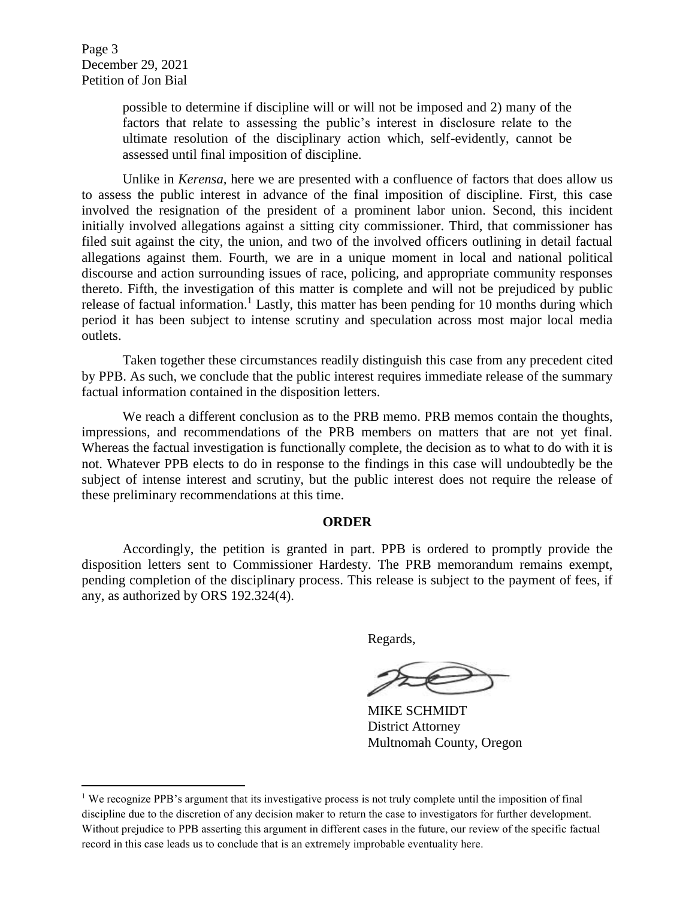possible to determine if discipline will or will not be imposed and 2) many of the factors that relate to assessing the public's interest in disclosure relate to the ultimate resolution of the disciplinary action which, self-evidently, cannot be assessed until final imposition of discipline.

Unlike in *Kerensa*, here we are presented with a confluence of factors that does allow us to assess the public interest in advance of the final imposition of discipline. First, this case involved the resignation of the president of a prominent labor union. Second, this incident initially involved allegations against a sitting city commissioner. Third, that commissioner has filed suit against the city, the union, and two of the involved officers outlining in detail factual allegations against them. Fourth, we are in a unique moment in local and national political discourse and action surrounding issues of race, policing, and appropriate community responses thereto. Fifth, the investigation of this matter is complete and will not be prejudiced by public release of factual information.[1] Lastly, this matter has been pending for 10 months during which period it has been subject to intense scrutiny and speculation across most major local media outlets.

Taken together these circumstances readily distinguish this case from any precedent cited by PPB. As such, we conclude that the public interest requires immediate release of the summary factual information contained in the disposition letters.

We reach a different conclusion as to the PRB memo. PRB memos contain the thoughts, impressions, and recommendations of the PRB members on matters that are not yet final. Whereas the factual investigation is functionally complete, the decision as to what to do with it is not. Whatever PPB elects to do in response to the findings in this case will undoubtedly be the subject of intense interest and scrutiny, but the public interest does not require the release of these preliminary recommendations at this time.

## ORDER

Accordingly, the petition is granted in part. PPB is ordered to promptly provide the disposition letters sent to Commissioner Hardesty. The PRB memorandum remains exempt, pending completion of the disciplinary process. This release is subject to the payment of fees, if any, as authorized by ORS 192.324(4).

Regards,

MIKE SCHMIDT
District Attorney
Multnomah County, Oregon

[1] We recognize PPB's argument that its investigative process is not truly complete until the imposition of final discipline due to the discretion of any decision maker to return the case to investigators for further development. Without prejudice to PPB asserting this argument in different cases in the future, our review of the specific factual record in this case leads us to conclude that is an extremely improbable eventuality here.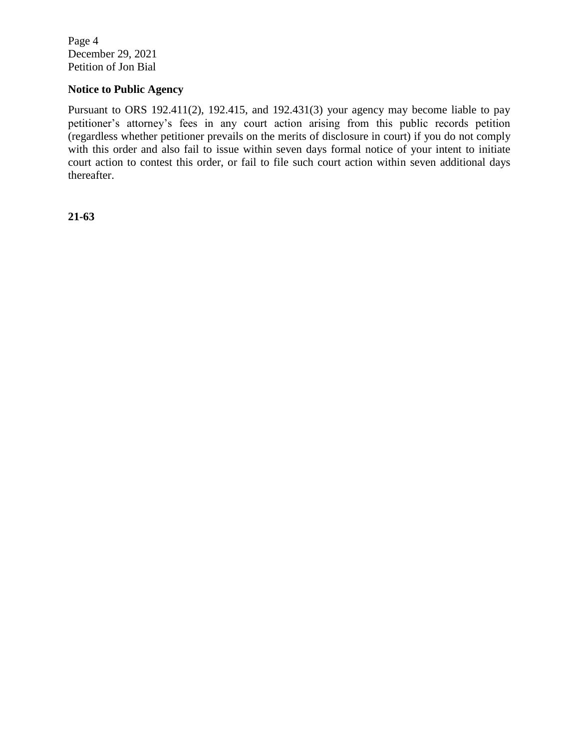## Notice to Public Agency

Pursuant to ORS 192.411(2), 192.415, and 192.431(3) your agency may become liable to pay petitioner's attorney's fees in any court action arising from this public records petition (regardless whether petitioner prevails on the merits of disclosure in court) if you do not comply with this order and also fail to issue within seven days formal notice of your intent to initiate court action to contest this order, or fail to file such court action within seven additional days thereafter.

**21-63**